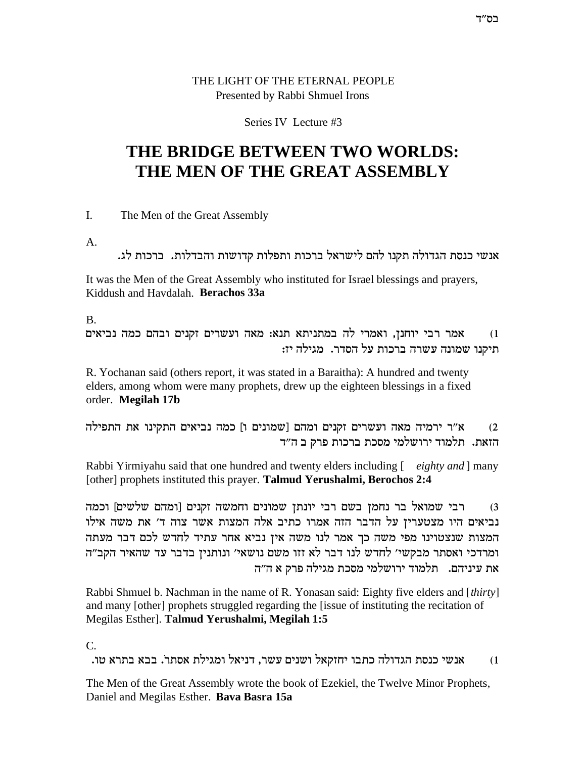בס"ד

THE LIGHT OF THE ETERNAL PEOPLE
Presented by Rabbi Shmuel Irons

Series IV Lecture #3

# THE BRIDGE BETWEEN TWO WORLDS: THE MEN OF THE GREAT ASSEMBLY

I. The Men of the Great Assembly

A.

אנשי כנסת הגדולה תקנו להם לישראל ברכות ותפלות קדושות והבדלות. ברכות לג.

It was the Men of the Great Assembly who instituted for Israel blessings and prayers, Kiddush and Havdalah. **Berachos 33a**

B.

1) אמר רבי יוחנן, ואמרי לה במתניתא תנא: מאה ועשרים זקנים ובהם כמה נביאים תיקנו שמונה עשרה ברכות על הסדר. מגילה יז:

R. Yochanan said (others report, it was stated in a Baraitha): A hundred and twenty elders, among whom were many prophets, drew up the eighteen blessings in a fixed order. **Megilah 17b**

2) א"ר ירמיה מאה ועשרים זקנים ומהם [שמונים ו] כמה נביאים התקינו את התפילה הזאת. תלמוד ירושלמי מסכת ברכות פרק ב ה"ד

Rabbi Yirmiyahu said that one hundred and twenty elders including [ *eighty and* ] many [other] prophets instituted this prayer. **Talmud Yerushalmi, Berochos 2:4**

3) רבי שמואל בר נחמן בשם רבי יונתן שמונים וחמשה זקנים [ומהם שלשים] וכמה נביאים היו מצטערין על הדבר הזה אמרו כתיב אלה המצות אשר צוה ד' את משה אילו המצות שנצטוינו מפי משה כך אמר לנו משה אין נביא אחר עתיד לחדש לכם דבר מעתה ומרדכי ואסתר מבקשי' לחדש לנו דבר לא זזו משם נושאי' ונותנין בדבר עד שהאיר הקב"ה את עיניהם. תלמוד ירושלמי מסכת מגילה פרק א ה"ה

Rabbi Shmuel b. Nachman in the name of R. Yonasan said: Eighty five elders and [*thirty*] and many [other] prophets struggled regarding the [issue of instituting the recitation of Megilas Esther]. **Talmud Yerushalmi, Megilah 1:5**

C.

1) אנשי כנסת הגדולה כתבו יחזקאל ושנים עשר, דניאל ומגילת אסתר. בבא בתרא טו.

The Men of the Great Assembly wrote the book of Ezekiel, the Twelve Minor Prophets, Daniel and Megilas Esther. **Bava Basra 15a**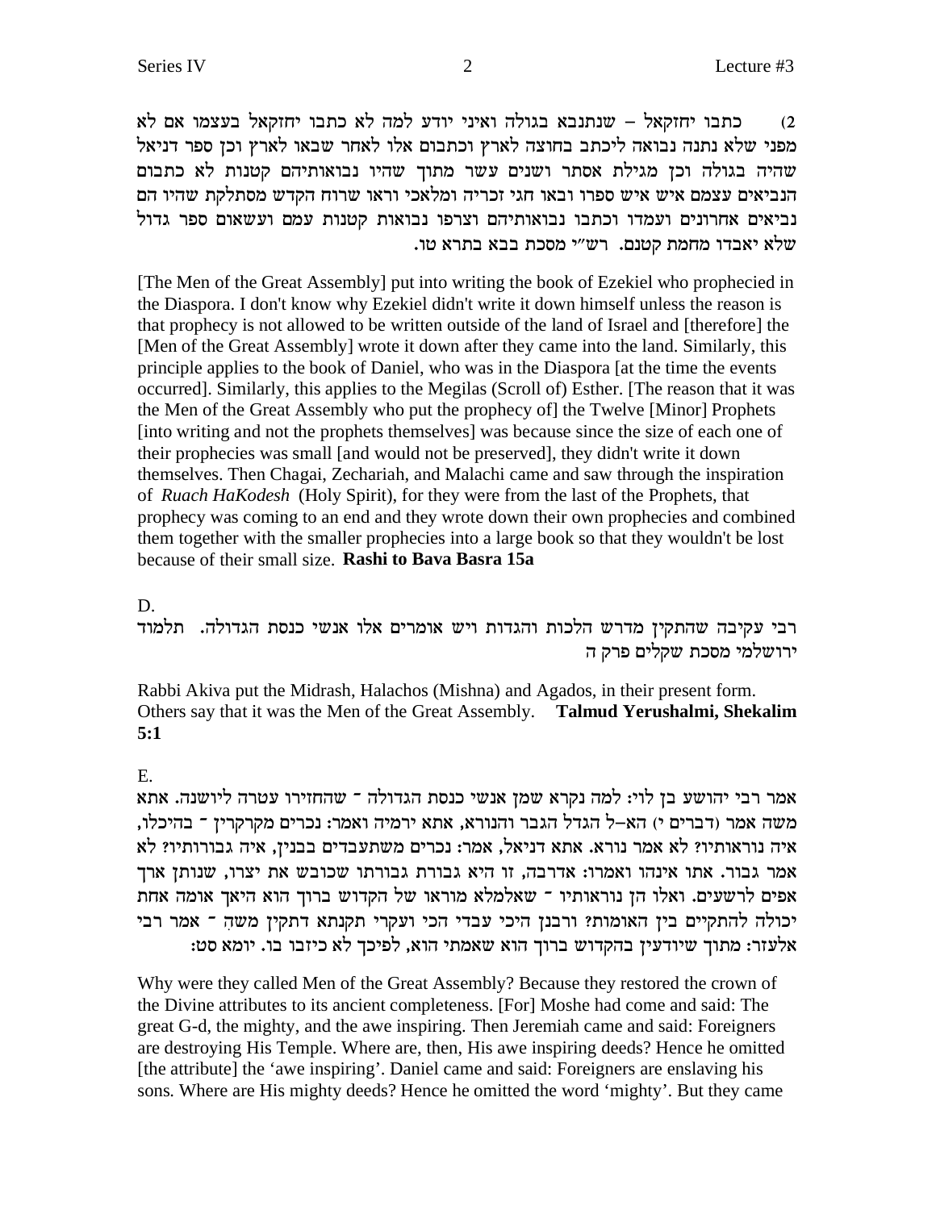2) כתבו יחזקאל – שנתנבא בגולה ואיני יודע למה לא כתבו יחזקאל בעצמו אם לא מפני שלא נתנה נבואה ליכתב בחוצה לארץ וכתבום אלו לאחר שבאו לארץ וכן ספר דניאל שהיה בגולה וכן מגילת אסתר ושנים עשר מתוך שהיו נבואותיהם קטנות לא כתבום הנביאים עצמם איש איש ספרו ובאו חגי זכריה ומלאכי וראו שרוח הקדש מסתלקת שהיו הם נביאים אחרונים ועמדו וכתבו נבואותיהם וצרפו נבואות קטנות עמם ועשאום ספר גדול שלא יאבדו מחמת קטנם. רש"י מסכת בבא בתרא טו.

[The Men of the Great Assembly] put into writing the book of Ezekiel who prophecied in the Diaspora. I don't know why Ezekiel didn't write it down himself unless the reason is that prophecy is not allowed to be written outside of the land of Israel and [therefore] the [Men of the Great Assembly] wrote it down after they came into the land. Similarly, this principle applies to the book of Daniel, who was in the Diaspora [at the time the events occurred]. Similarly, this applies to the Megilas (Scroll of) Esther. [The reason that it was the Men of the Great Assembly who put the prophecy of] the Twelve [Minor] Prophets [into writing and not the prophets themselves] was because since the size of each one of their prophecies was small [and would not be preserved], they didn't write it down themselves. Then Chagai, Zechariah, and Malachi came and saw through the inspiration of *Ruach HaKodesh* (Holy Spirit), for they were from the last of the Prophets, that prophecy was coming to an end and they wrote down their own prophecies and combined them together with the smaller prophecies into a large book so that they wouldn't be lost because of their small size. **Rashi to Bava Basra 15a**

D.

רבי עקיבה שהתקין מדרש הלכות והגדות ויש אומרים אלו אנשי כנסת הגדולה. תלמוד ירושלמי מסכת שקלים פרק ה

Rabbi Akiva put the Midrash, Halachos (Mishna) and Agados, in their present form. Others say that it was the Men of the Great Assembly. **Talmud Yerushalmi, Shekalim 5:1**

E.

אמר רבי יהושע בן לוי: למה נקרא שמן אנשי כנסת הגדולה - שהחזירו עטרה ליושנה. אתא משה אמר (דברים י) הא-ל הגדל הגבר והנורא, אתא ירמיה ואמר: נכרים מקרקרין - בהיכלו, איה נוראותיו? לא אמר נורא. אתא דניאל, אמר: נכרים משתעבדים בבניו, איה גבורותיו? לא אמר גבור. אתו אינהו ואמרו: אדרבה, זו היא גבורת גבורתו שכובש את יצרו, שנותן ארך אפים לרשעים. ואלו הן נוראותיו - שאלמלא מוראו של הקדוש ברוך הוא היאך אומה אחת יכולה להתקיים בין האומות? ורבנן היכי עבדי הכי ועקרי תקנתא דתקין משה - אמר רבי אלעזר: מתוך שיודעין בהקדוש ברוך הוא שאמתי הוא, לפיכך לא כיזבו בו. יומא סט:

Why were they called Men of the Great Assembly? Because they restored the crown of the Divine attributes to its ancient completeness. [For] Moshe had come and said: The great G-d, the mighty, and the awe inspiring. Then Jeremiah came and said: Foreigners are destroying His Temple. Where are, then, His awe inspiring deeds? Hence he omitted [the attribute] the 'awe inspiring'. Daniel came and said: Foreigners are enslaving his sons. Where are His mighty deeds? Hence he omitted the word 'mighty'. But they came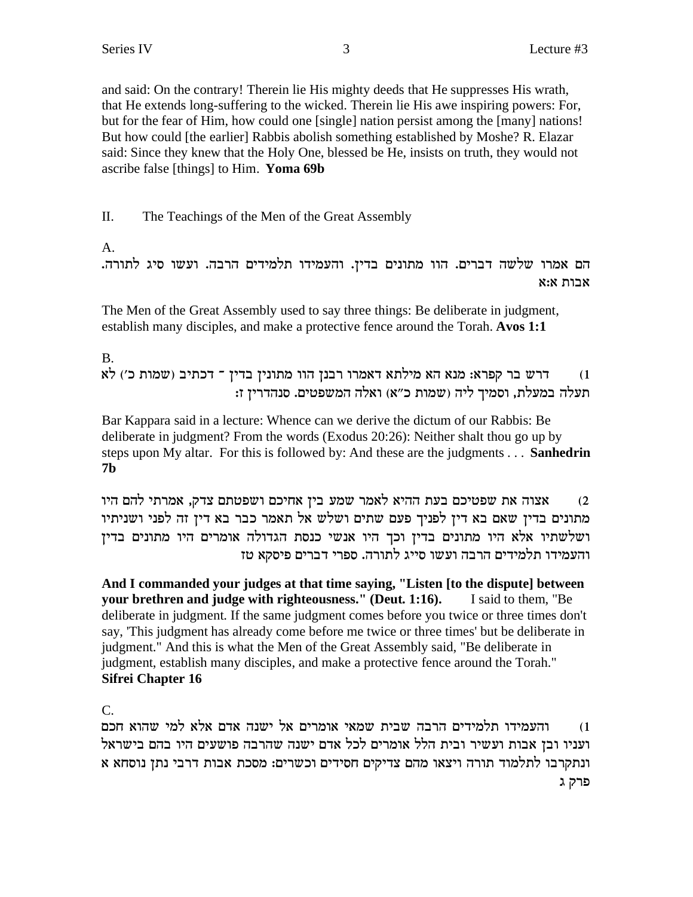and said: On the contrary! Therein lie His mighty deeds that He suppresses His wrath, that He extends long-suffering to the wicked. Therein lie His awe inspiring powers: For, but for the fear of Him, how could one [single] nation persist among the [many] nations! But how could [the earlier] Rabbis abolish something established by Moshe? R. Elazar said: Since they knew that the Holy One, blessed be He, insists on truth, they would not ascribe false [things] to Him. **Yoma 69b**

II. The Teachings of the Men of the Great Assembly

A.

הם אמרו שלשה דברים. הוו מתונים בדין. והעמידו תלמידים הרבה. ועשו סיג לתורה.
אבות א:א

The Men of the Great Assembly used to say three things: Be deliberate in judgment, establish many disciples, and make a protective fence around the Torah. **Avos 1:1**

B.

1) דרש בר קפרא: מנא הא מילתא דאמרו רבנן הוו מתונין בדין ־ דכתיב (שמות כ׳) לא תעלה במעלת, וסמיך ליה (שמות כ״א) ואלה המשפטים. סנהדרין ז:

Bar Kappara said in a lecture: Whence can we derive the dictum of our Rabbis: Be deliberate in judgment? From the words (Exodus 20:26): Neither shalt thou go up by steps upon My altar. For this is followed by: And these are the judgments . . . **Sanhedrin 7b**

2) אצוה את שפטיכם בעת ההיא לאמר שמע בין אחיכם ושפטתם צדק, אמרתי להם היו מתונים בדין שאם בא דין לפניך פעם שתים ושלש אל תאמר כבר בא דין זה לפני ושניתיו ושלשתיו אלא היו מתונים בדין וכך היו אנשי כנסת הגדולה אומרים היו מתונים בדין והעמידו תלמידים הרבה ועשו סייג לתורה. ספרי דברים פיסקא טז

**And I commanded your judges at that time saying, "Listen [to the dispute] between your brethren and judge with righteousness." (Deut. 1:16).** I said to them, "Be deliberate in judgment. If the same judgment comes before you twice or three times don't say, 'This judgment has already come before me twice or three times' but be deliberate in judgment." And this is what the Men of the Great Assembly said, "Be deliberate in judgment, establish many disciples, and make a protective fence around the Torah." **Sifrei Chapter 16**

C.

1) והעמידו תלמידים הרבה שבית שמאי אומרים אל ישנה אדם אלא למי שהוא חכם ועניו ובן אבות ועשיר ובית הלל אומרים לכל אדם ישנה שהרבה פושעים היו בהם בישראל ונתקרבו לתלמוד תורה ויצאו מהם צדיקים חסידים וכשרים: מסכת אבות דרבי נתן נוסחא א פרק ג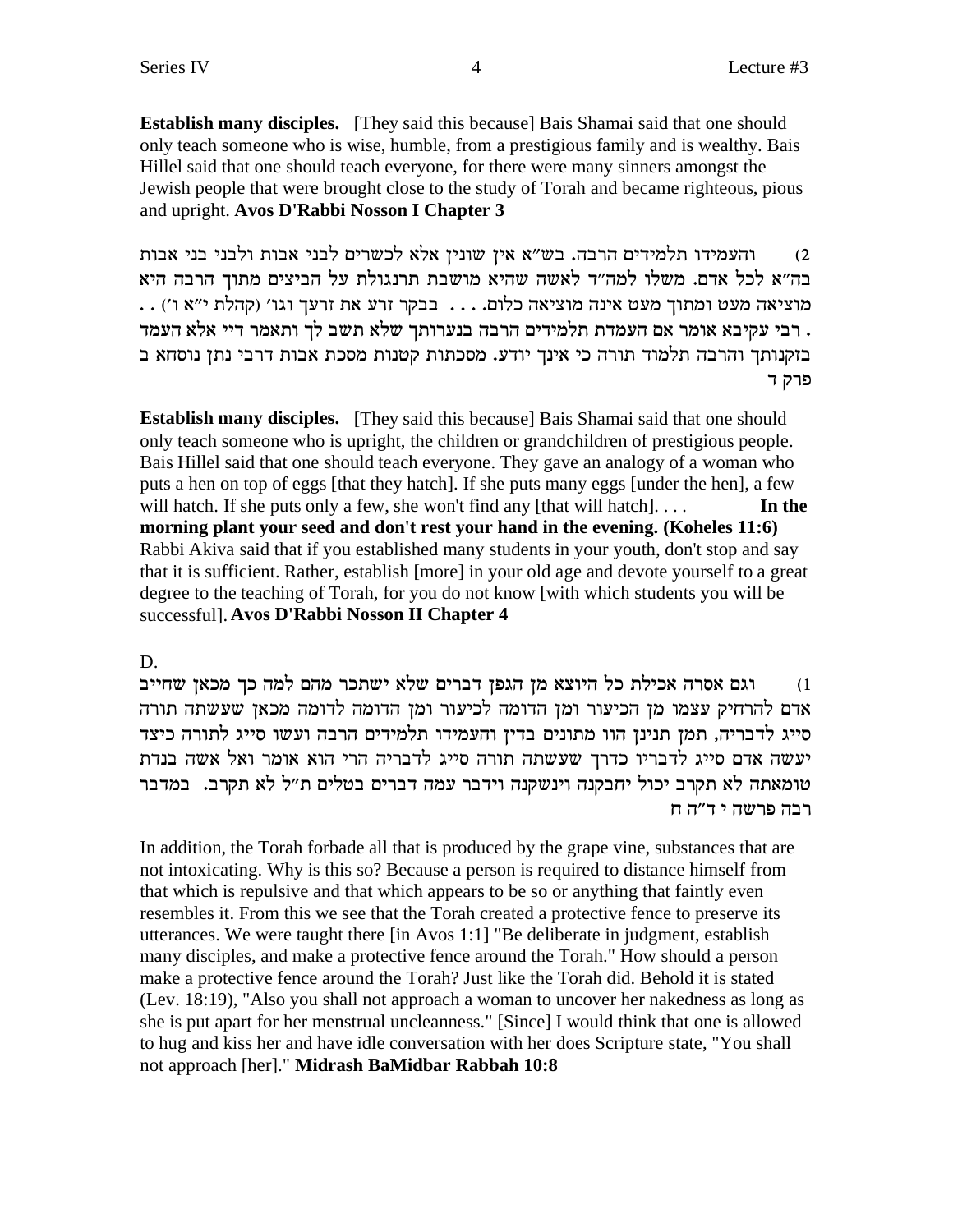**Establish many disciples.** [They said this because] Bais Shamai said that one should only teach someone who is wise, humble, from a prestigious family and is wealthy. Bais Hillel said that one should teach everyone, for there were many sinners amongst the Jewish people that were brought close to the study of Torah and became righteous, pious and upright. **Avos D'Rabbi Nosson I Chapter 3**

2) והעמידו תלמידים הרבה. בש"א אין שונין אלא לכשרים לבני אבות ולבני בני אבות בה"א לכל אדם. משלו למה"ד לאשה שהיא מושבת תרנגולת על הביצים מתוך הרבה היא מוציאה מעט ומתוך מעט אינה מוציאה כלום. . . . בבקר זרע את זרעך וגו' (קהלת י"א ו') . . . רבי עקיבא אומר אם העמדת תלמידים הרבה בנערותך שלא תשב לך ותאמר דיי אלא העמד בזקנותך והרבה תלמוד תורה כי אינך יודע. מסכתות קטנות מסכת אבות דרבי נתן נוסחא ב פרק ד

**Establish many disciples.** [They said this because] Bais Shamai said that one should only teach someone who is upright, the children or grandchildren of prestigious people. Bais Hillel said that one should teach everyone. They gave an analogy of a woman who puts a hen on top of eggs [that they hatch]. If she puts many eggs [under the hen], a few will hatch. If she puts only a few, she won't find any [that will hatch]. . . . **In the morning plant your seed and don't rest your hand in the evening. (Koheles 11:6)** Rabbi Akiva said that if you established many students in your youth, don't stop and say that it is sufficient. Rather, establish [more] in your old age and devote yourself to a great degree to the teaching of Torah, for you do not know [with which students you will be successful]. **Avos D'Rabbi Nosson II Chapter 4**

D.

1) וגם אסרה אכילת כל היוצא מן הגפן דברים שלא ישתכר מהם למה כך מכאן שחייב אדם להרחיק עצמו מן הכיעור ומן הדומה לכיעור ומן הדומה לדומה מכאן שעשתה תורה סייג לדבריה, תמן תנינן הוו מתונים בדין והעמידו תלמידים הרבה ועשו סייג לתורה כיצד יעשה אדם סייג לדבריו כדרך שעשתה תורה סייג לדבריה הרי הוא אומר ואל אשה בנדת טומאתה לא תקרב יכול יחבקנה וינשקנה וידבר עמה דברים בטלים ת"ל לא תקרב. במדבר רבה פרשה י ד"ה ח

In addition, the Torah forbade all that is produced by the grape vine, substances that are not intoxicating. Why is this so? Because a person is required to distance himself from that which is repulsive and that which appears to be so or anything that faintly even resembles it. From this we see that the Torah created a protective fence to preserve its utterances. We were taught there [in Avos 1:1] "Be deliberate in judgment, establish many disciples, and make a protective fence around the Torah." How should a person make a protective fence around the Torah? Just like the Torah did. Behold it is stated (Lev. 18:19), "Also you shall not approach a woman to uncover her nakedness as long as she is put apart for her menstrual uncleanness." [Since] I would think that one is allowed to hug and kiss her and have idle conversation with her does Scripture state, "You shall not approach [her]." **Midrash BaMidbar Rabbah 10:8**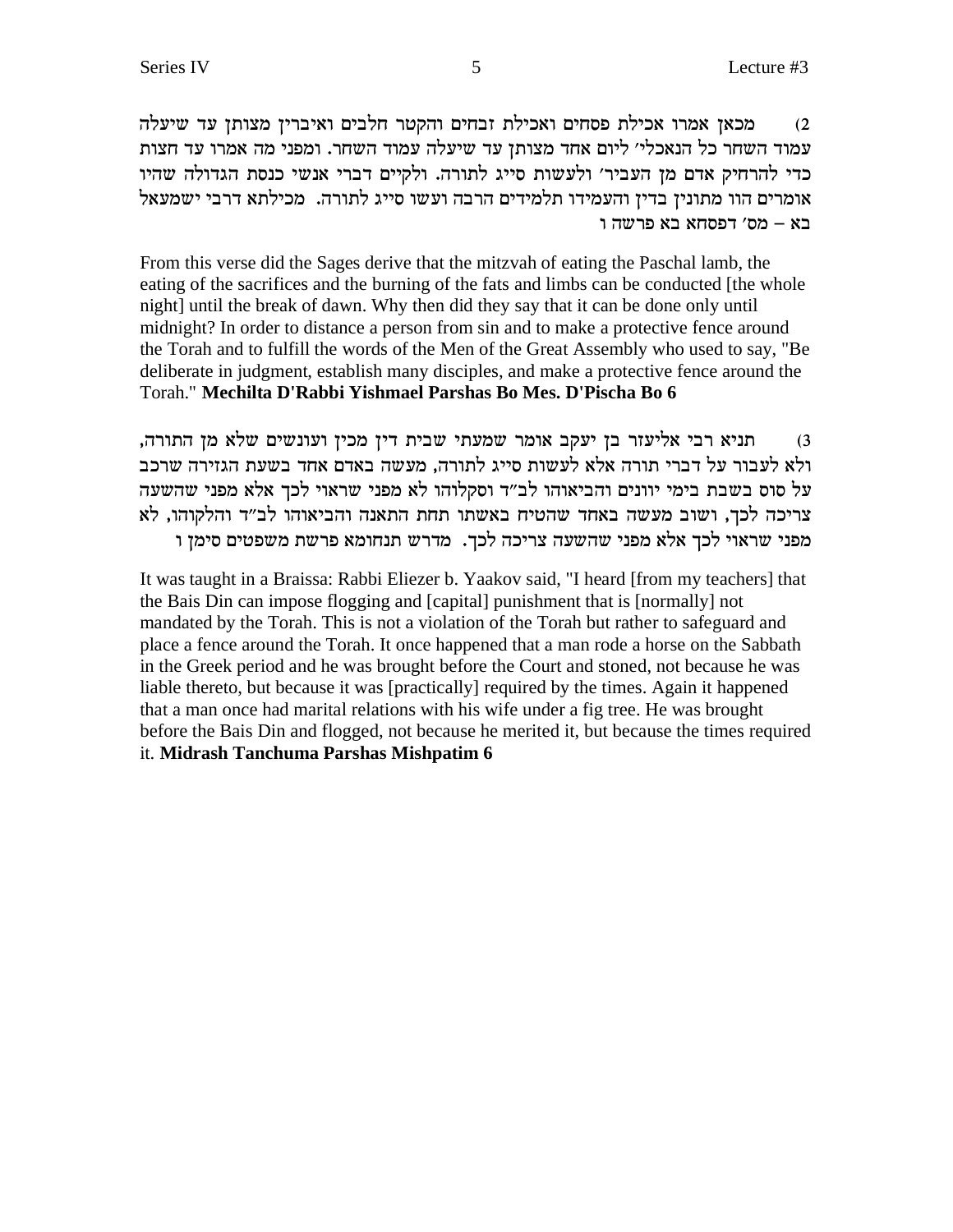2) מכאן אמרו אכילת פסחים ואכילת זבחים והקטר חלבים ואיברין מצותן עד שיעלה עמוד השחר כל הנאכלי׳ ליום אחד מצותן עד שיעלה עמוד השחר. ומפני מה אמרו עד חצות כדי להרחיק אדם מן העביר׳ ולעשות סייג לתורה. ולקיים דברי אנשי כנסת הגדולה שהיו אומרים הוו מתונין בדין והעמידו תלמידים הרבה ועשו סייג לתורה. מכילתא דרבי ישמעאל בא – מס׳ דפסחא בא פרשה ו

From this verse did the Sages derive that the mitzvah of eating the Paschal lamb, the eating of the sacrifices and the burning of the fats and limbs can be conducted [the whole night] until the break of dawn. Why then did they say that it can be done only until midnight? In order to distance a person from sin and to make a protective fence around the Torah and to fulfill the words of the Men of the Great Assembly who used to say, "Be deliberate in judgment, establish many disciples, and make a protective fence around the Torah." **Mechilta D'Rabbi Yishmael Parshas Bo Mes. D'Pischa Bo 6**

3) תניא רבי אליעזר בן יעקב אומר שמעתי שבית דין מכין ועונשים שלא מן התורה, ולא לעבור על דברי תורה אלא לעשות סייג לתורה, מעשה באדם אחד בשעת הגזירה שרכב על סוס בשבת בימי יוונים והביאוהו לב״ד וסקלוהו לא מפני שראוי לכך אלא מפני שהשעה צריכה לכך, ושוב מעשה באחד שהטיח באשתו תחת התאנה והביאוהו לב״ד והלקוהו, לא מפני שראוי לכך אלא מפני שהשעה צריכה לכך. מדרש תנחומא פרשת משפטים סימן ו

It was taught in a Braissa: Rabbi Eliezer b. Yaakov said, "I heard [from my teachers] that the Bais Din can impose flogging and [capital] punishment that is [normally] not mandated by the Torah. This is not a violation of the Torah but rather to safeguard and place a fence around the Torah. It once happened that a man rode a horse on the Sabbath in the Greek period and he was brought before the Court and stoned, not because he was liable thereto, but because it was [practically] required by the times. Again it happened that a man once had marital relations with his wife under a fig tree. He was brought before the Bais Din and flogged, not because he merited it, but because the times required it. **Midrash Tanchuma Parshas Mishpatim 6**